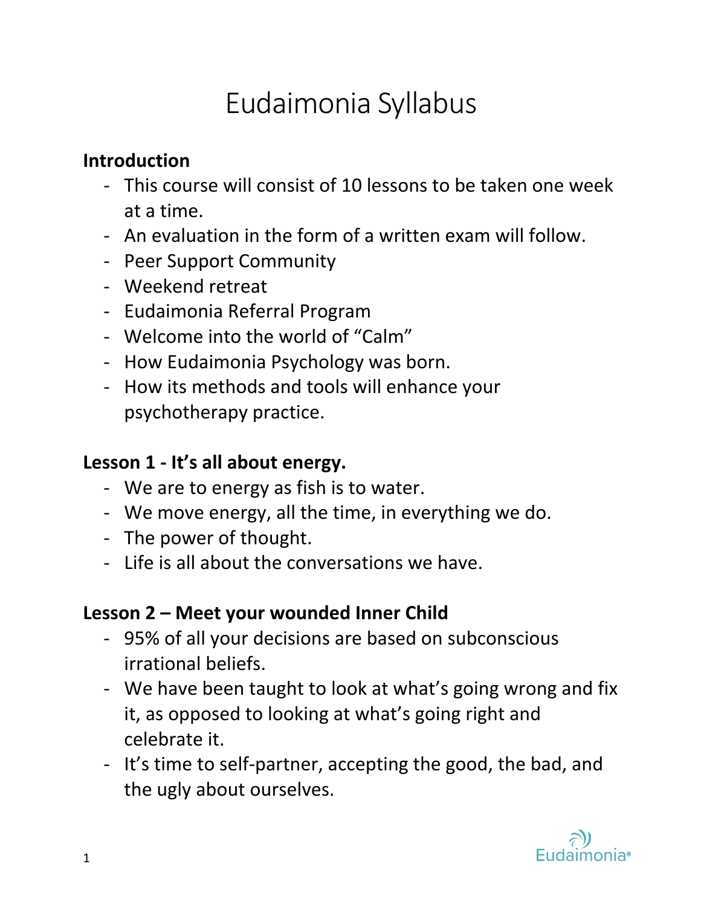# Eudaimonia Syllabus

**Introduction**

- This course will consist of 10 lessons to be taken one week at a time.
- An evaluation in the form of a written exam will follow.
- Peer Support Community
- Weekend retreat
- Eudaimonia Referral Program
- Welcome into the world of "Calm"
- How Eudaimonia Psychology was born.
- How its methods and tools will enhance your psychotherapy practice.

**Lesson 1 - It's all about energy.**

- We are to energy as fish is to water.
- We move energy, all the time, in everything we do.
- The power of thought.
- Life is all about the conversations we have.

**Lesson 2 – Meet your wounded Inner Child**

- 95% of all your decisions are based on subconscious irrational beliefs.
- We have been taught to look at what's going wrong and fix it, as opposed to looking at what's going right and celebrate it.
- It's time to self-partner, accepting the good, the bad, and the ugly about ourselves.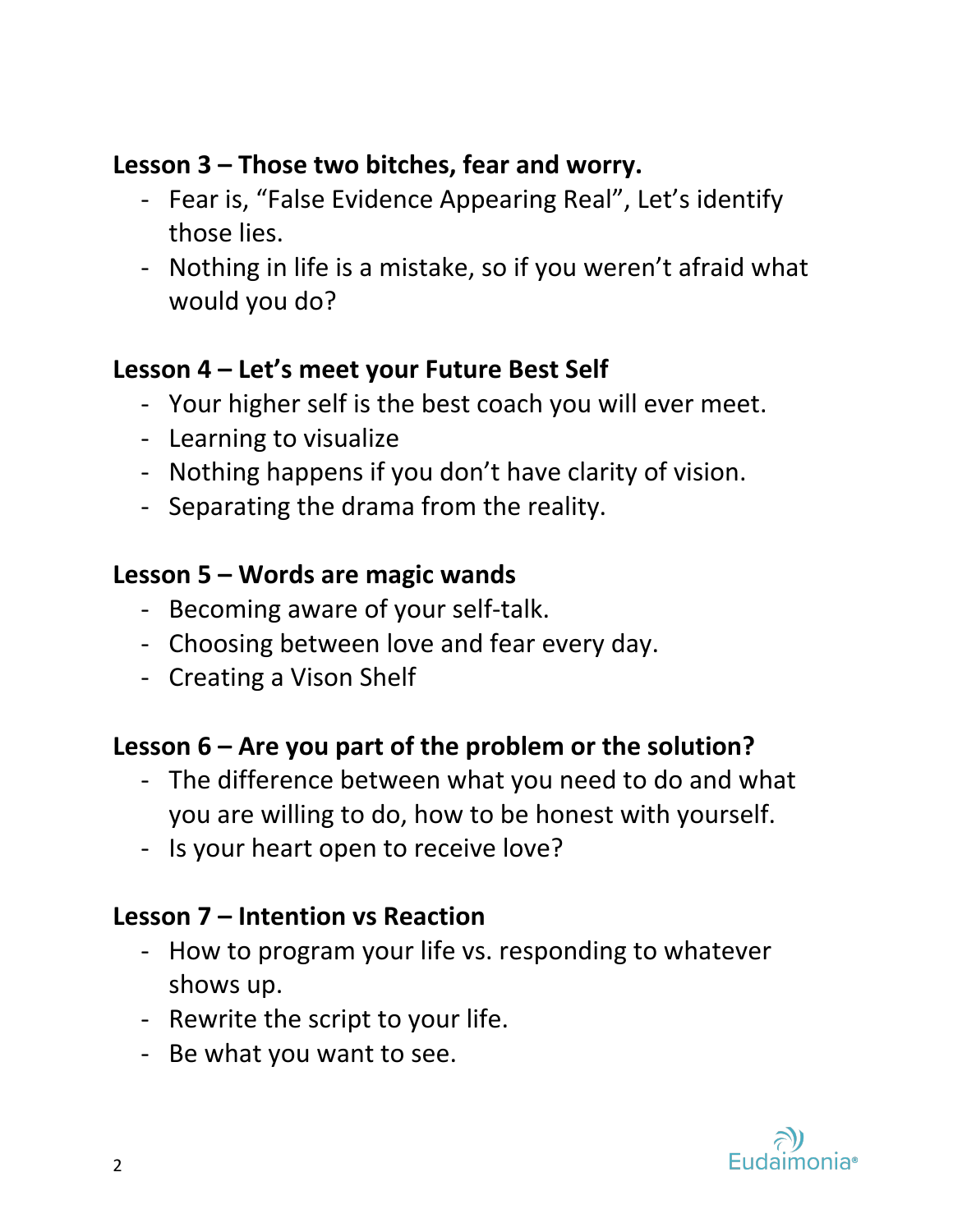**Lesson 3 – Those two bitches, fear and worry.**

- Fear is, "False Evidence Appearing Real", Let's identify those lies.
- Nothing in life is a mistake, so if you weren't afraid what would you do?

**Lesson 4 – Let's meet your Future Best Self**

- Your higher self is the best coach you will ever meet.
- Learning to visualize
- Nothing happens if you don't have clarity of vision.
- Separating the drama from the reality.

**Lesson 5 – Words are magic wands**

- Becoming aware of your self-talk.
- Choosing between love and fear every day.
- Creating a Vison Shelf

**Lesson 6 – Are you part of the problem or the solution?**

- The difference between what you need to do and what you are willing to do, how to be honest with yourself.
- Is your heart open to receive love?

**Lesson 7 – Intention vs Reaction**

- How to program your life vs. responding to whatever shows up.
- Rewrite the script to your life.
- Be what you want to see.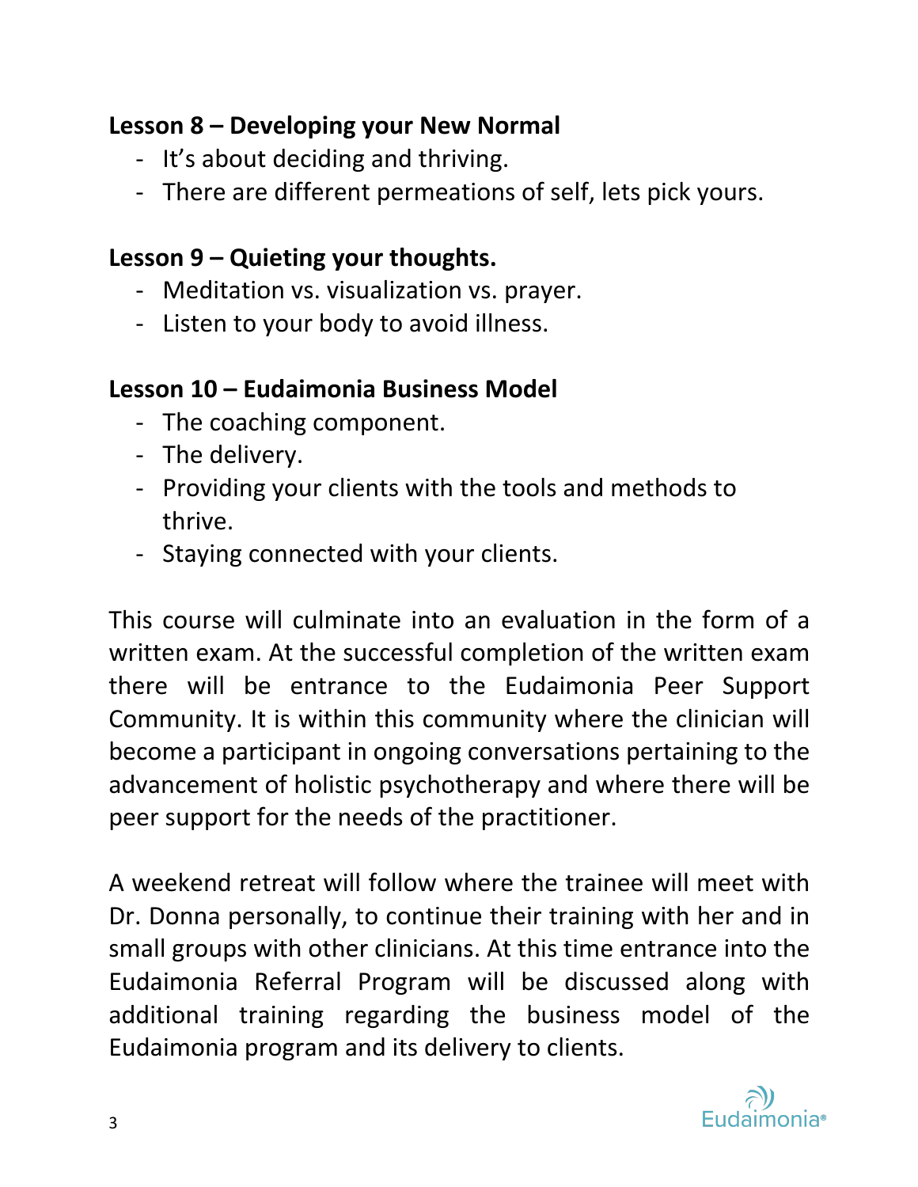**Lesson 8 – Developing your New Normal**

- It's about deciding and thriving.
- There are different permeations of self, lets pick yours.

**Lesson 9 – Quieting your thoughts.**

- Meditation vs. visualization vs. prayer.
- Listen to your body to avoid illness.

**Lesson 10 – Eudaimonia Business Model**

- The coaching component.
- The delivery.
- Providing your clients with the tools and methods to thrive.
- Staying connected with your clients.

This course will culminate into an evaluation in the form of a written exam. At the successful completion of the written exam there will be entrance to the Eudaimonia Peer Support Community. It is within this community where the clinician will become a participant in ongoing conversations pertaining to the advancement of holistic psychotherapy and where there will be peer support for the needs of the practitioner.

A weekend retreat will follow where the trainee will meet with Dr. Donna personally, to continue their training with her and in small groups with other clinicians. At this time entrance into the Eudaimonia Referral Program will be discussed along with additional training regarding the business model of the Eudaimonia program and its delivery to clients.